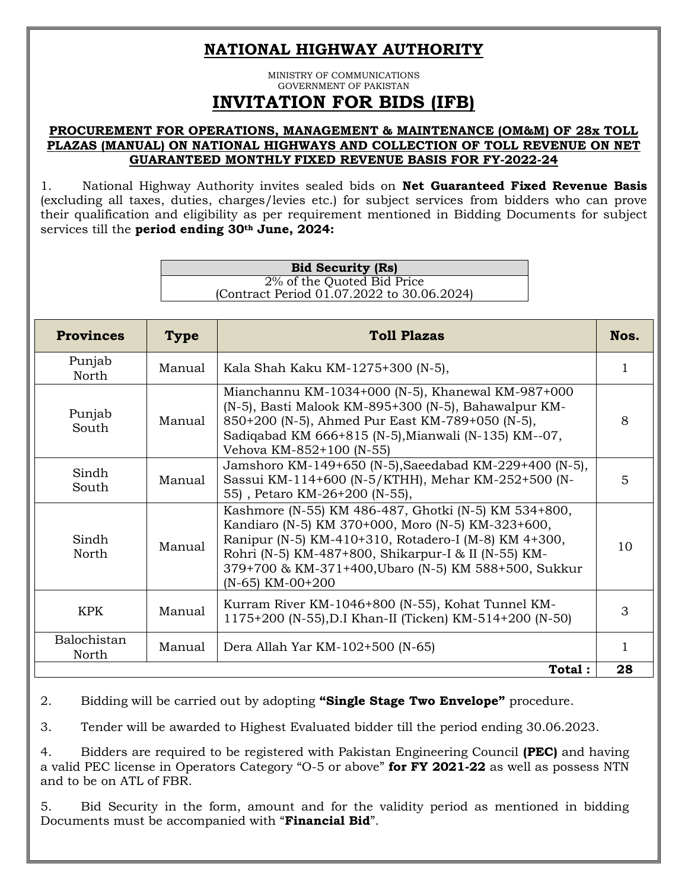# NATIONAL HIGHWAY AUTHORITY

MINISTRY OF COMMUNICATIONS
GOVERNMENT OF PAKISTAN

# INVITATION FOR BIDS (IFB)

**PROCUREMENT FOR OPERATIONS, MANAGEMENT & MAINTENANCE (OM&M) OF 28x TOLL PLAZAS (MANUAL) ON NATIONAL HIGHWAYS AND COLLECTION OF TOLL REVENUE ON NET GUARANTEED MONTHLY FIXED REVENUE BASIS FOR FY-2022-24**

1. National Highway Authority invites sealed bids on **Net Guaranteed Fixed Revenue Basis** (excluding all taxes, duties, charges/levies etc.) for subject services from bidders who can prove their qualification and eligibility as per requirement mentioned in Bidding Documents for subject services till the **period ending 30th June, 2024:**

| Bid Security (Rs) |
|---|
| 2% of the Quoted Bid Price (Contract Period 01.07.2022 to 30.06.2024) |

| Provinces | Type | Toll Plazas | Nos. |
|---|---|---|---|
| Punjab North | Manual | Kala Shah Kaku KM-1275+300 (N-5), | 1 |
| Punjab South | Manual | Mianchannu KM-1034+000 (N-5), Khanewal KM-987+000 (N-5), Basti Malook KM-895+300 (N-5), Bahawalpur KM-850+200 (N-5), Ahmed Pur East KM-789+050 (N-5), Sadiqabad KM 666+815 (N-5),Mianwali (N-135) KM--07, Vehova KM-852+100 (N-55) | 8 |
| Sindh South | Manual | Jamshoro KM-149+650 (N-5),Saeedabad KM-229+400 (N-5), Sassui KM-114+600 (N-5/KTHH), Mehar KM-252+500 (N-55) , Petaro KM-26+200 (N-55), | 5 |
| Sindh North | Manual | Kashmore (N-55) KM 486-487, Ghotki (N-5) KM 534+800, Kandiaro (N-5) KM 370+000, Moro (N-5) KM-323+600, Ranipur (N-5) KM-410+310, Rotadero-I (M-8) KM 4+300, Rohri (N-5) KM-487+800, Shikarpur-I & II (N-55) KM-379+700 & KM-371+400,Ubaro (N-5) KM 588+500, Sukkur (N-65) KM-00+200 | 10 |
| KPK | Manual | Kurram River KM-1046+800 (N-55), Kohat Tunnel KM-1175+200 (N-55),D.I Khan-II (Ticken) KM-514+200 (N-50) | 3 |
| Balochistan North | Manual | Dera Allah Yar KM-102+500 (N-65) | 1 |
| | | **Total :** | **28** |

2. Bidding will be carried out by adopting **"Single Stage Two Envelope"** procedure.

3. Tender will be awarded to Highest Evaluated bidder till the period ending 30.06.2023.

4. Bidders are required to be registered with Pakistan Engineering Council **(PEC)** and having a valid PEC license in Operators Category "O-5 or above" **for FY 2021-22** as well as possess NTN and to be on ATL of FBR.

5. Bid Security in the form, amount and for the validity period as mentioned in bidding Documents must be accompanied with "**Financial Bid**".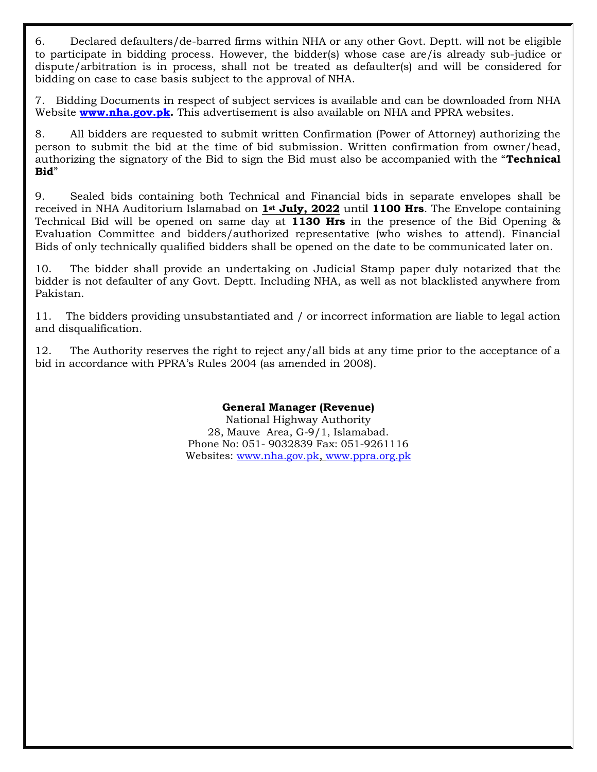6. Declared defaulters/de-barred firms within NHA or any other Govt. Deptt. will not be eligible to participate in bidding process. However, the bidder(s) whose case are/is already sub-judice or dispute/arbitration is in process, shall not be treated as defaulter(s) and will be considered for bidding on case to case basis subject to the approval of NHA.

7. Bidding Documents in respect of subject services is available and can be downloaded from NHA Website **www.nha.gov.pk.** This advertisement is also available on NHA and PPRA websites.

8. All bidders are requested to submit written Confirmation (Power of Attorney) authorizing the person to submit the bid at the time of bid submission. Written confirmation from owner/head, authorizing the signatory of the Bid to sign the Bid must also be accompanied with the "**Technical Bid**"

9. Sealed bids containing both Technical and Financial bids in separate envelopes shall be received in NHA Auditorium Islamabad on **1st July, 2022** until **1100 Hrs**. The Envelope containing Technical Bid will be opened on same day at **1130 Hrs** in the presence of the Bid Opening & Evaluation Committee and bidders/authorized representative (who wishes to attend). Financial Bids of only technically qualified bidders shall be opened on the date to be communicated later on.

10. The bidder shall provide an undertaking on Judicial Stamp paper duly notarized that the bidder is not defaulter of any Govt. Deptt. Including NHA, as well as not blacklisted anywhere from Pakistan.

11. The bidders providing unsubstantiated and / or incorrect information are liable to legal action and disqualification.

12. The Authority reserves the right to reject any/all bids at any time prior to the acceptance of a bid in accordance with PPRA's Rules 2004 (as amended in 2008).

**General Manager (Revenue)**
National Highway Authority
28, Mauve Area, G-9/1, Islamabad.
Phone No: 051- 9032839 Fax: 051-9261116
Websites: www.nha.gov.pk, www.ppra.org.pk